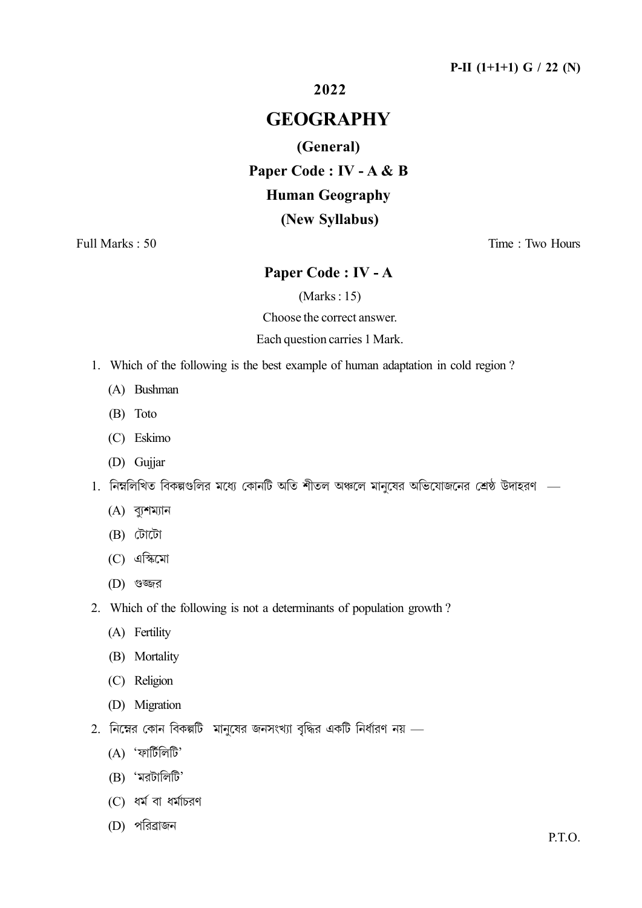**P-II (1+1+1) G / 22 (N)**

**2022**

# GEOGRAPHY

## (General)

## Paper Code : IV - A & B

## Human Geography

## (New Syllabus)

Full Marks : 50 &emsp;&emsp;&emsp;&emsp;&emsp;&emsp;&emsp;&emsp;&emsp;&emsp;&emsp;&emsp;&emsp;&emsp; Time : Two Hours

## Paper Code : IV - A

(Marks : 15)

Choose the correct answer.

Each question carries 1 Mark.

1. Which of the following is the best example of human adaptation in cold region ?
   - (A) Bushman
   - (B) Toto
   - (C) Eskimo
   - (D) Gujjar

1. নিম্নলিখিত বিকল্পগুলির মধ্যে কোনটি অতি শীতল অঞ্চলে মানুষের অভিযোজনের শ্রেষ্ঠ উদাহরণ —
   - (A) ব্যুশম্যান
   - (B) টোটো
   - (C) এস্কিমো
   - (D) গুজ্জর

2. Which of the following is not a determinants of population growth ?
   - (A) Fertility
   - (B) Mortality
   - (C) Religion
   - (D) Migration

2. নিম্নের কোন বিকল্পটি মানুষের জনসংখ্যা বৃদ্ধির একটি নির্ধারণ নয় —
   - (A) 'ফার্টিলিটি'
   - (B) 'মরটালিটি'
   - (C) ধর্ম বা ধর্মাচরণ
   - (D) পরিব্রাজন

P.T.O.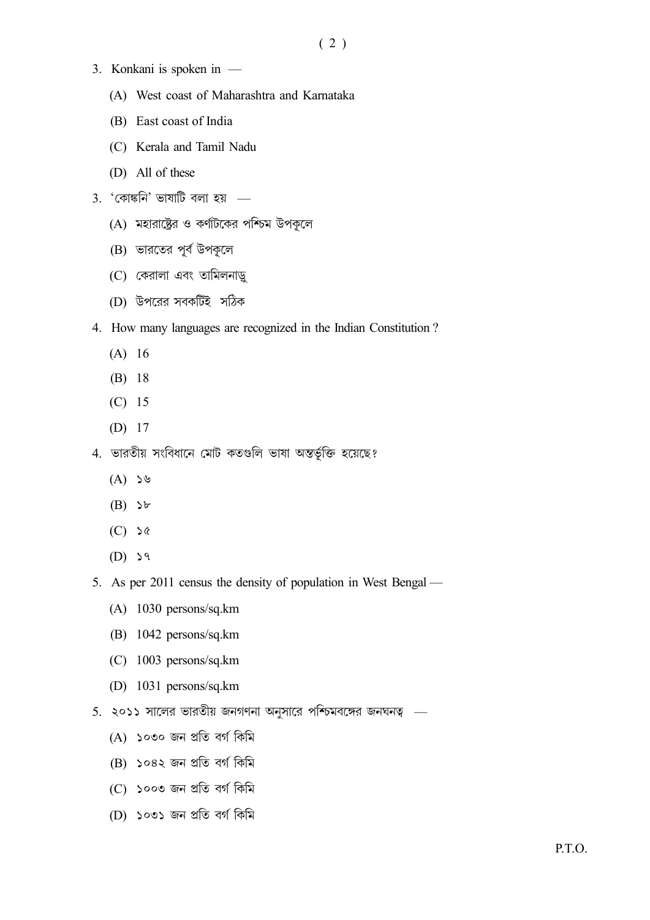3. Konkani is spoken in —

   (A) West coast of Maharashtra and Karnataka

   (B) East coast of India

   (C) Kerala and Tamil Nadu

   (D) All of these

3. 'কোঙ্কনি' ভাষাটি বলা হয় —

   (A) মহারাষ্ট্রের ও কর্ণাটকের পশ্চিম উপকূলে

   (B) ভারতের পূর্ব উপকূলে

   (C) কেরালা এবং তামিলনাড়ু

   (D) উপরের সবকটিই সঠিক

4. How many languages are recognized in the Indian Constitution ?

   (A) 16

   (B) 18

   (C) 15

   (D) 17

4. ভারতীয় সংবিধানে মোট কতগুলি ভাষা অন্তর্ভুক্তি হয়েছে?

   (A) ১৬

   (B) ১৮

   (C) ১৫

   (D) ১৭

5. As per 2011 census the density of population in West Bengal —

   (A) 1030 persons/sq.km

   (B) 1042 persons/sq.km

   (C) 1003 persons/sq.km

   (D) 1031 persons/sq.km

5. ২০১১ সালের ভারতীয় জনগণনা অনুসারে পশ্চিমবঙ্গের জনঘনত্ব —

   (A) ১০৩০ জন প্রতি বর্গ কিমি

   (B) ১০৪২ জন প্রতি বর্গ কিমি

   (C) ১০০৩ জন প্রতি বর্গ কিমি

   (D) ১০৩১ জন প্রতি বর্গ কিমি

P.T.O.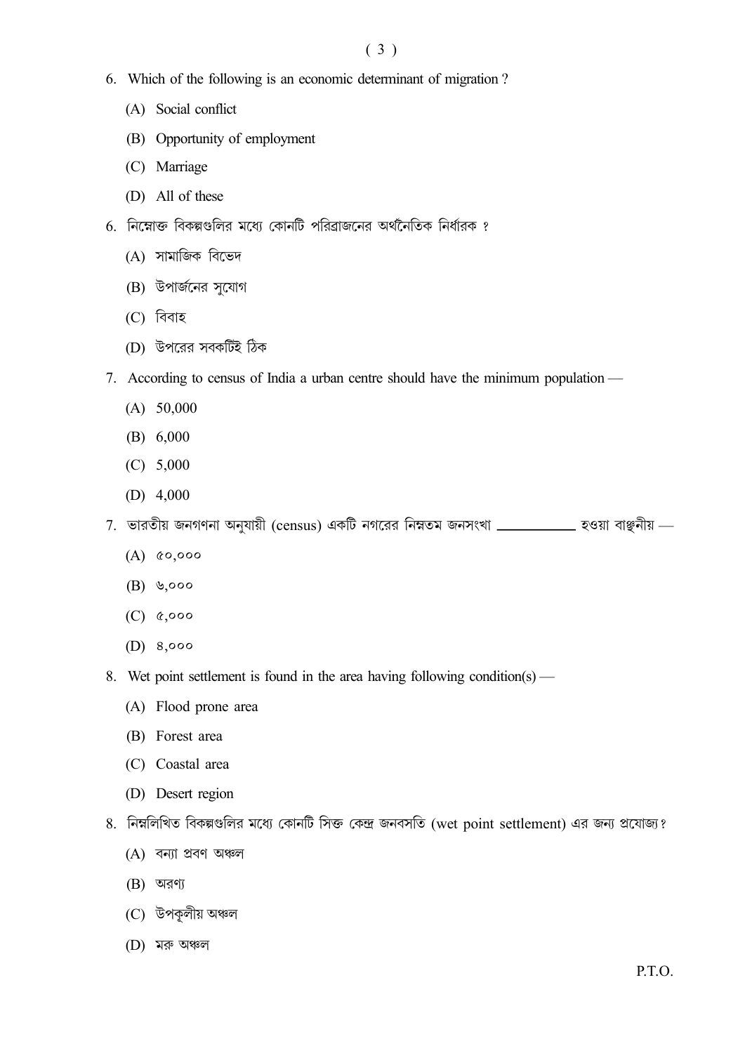6. Which of the following is an economic determinant of migration ?

   (A) Social conflict

   (B) Opportunity of employment

   (C) Marriage

   (D) All of these

6. নিম্নোক্ত বিকল্পগুলির মধ্যে কোনটি পরিব্রাজনের অর্থনৈতিক নির্ধারক ?

   (A) সামাজিক বিভেদ

   (B) উপার্জনের সুযোগ

   (C) বিবাহ

   (D) উপরের সবকটিই ঠিক

7. According to census of India a urban centre should have the minimum population —

   (A) 50,000

   (B) 6,000

   (C) 5,000

   (D) 4,000

7. ভারতীয় জনগণনা অনুযায়ী (census) একটি নগরের নিম্নতম জনসংখ্যা \_\_\_\_\_\_\_\_\_\_ হওয়া বাঞ্ছনীয় —

   (A) ৫০,০০০

   (B) ৬,০০০

   (C) ৫,০০০

   (D) ৪,০০০

8. Wet point settlement is found in the area having following condition(s) —

   (A) Flood prone area

   (B) Forest area

   (C) Coastal area

   (D) Desert region

8. নিম্নলিখিত বিকল্পগুলির মধ্যে কোনটি সিক্ত কেন্দ্র জনবসতি (wet point settlement) এর জন্য প্রযোজ্য ?

   (A) বন্যা প্রবণ অঞ্চল

   (B) অরণ্য

   (C) উপকূলীয় অঞ্চল

   (D) মরু অঞ্চল

P.T.O.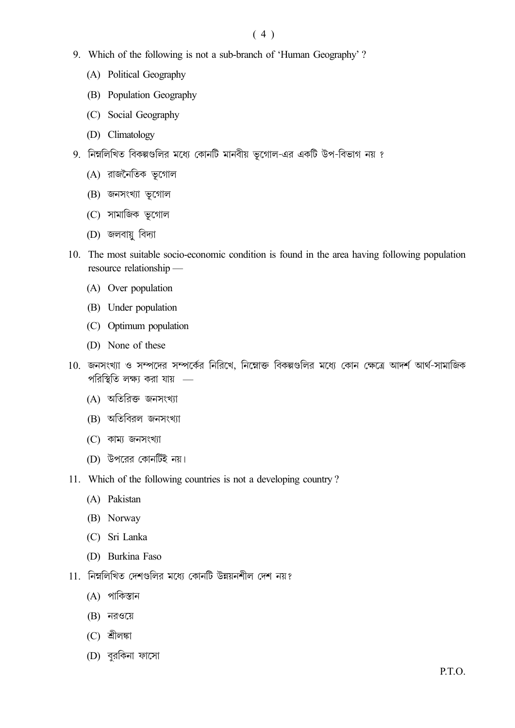9. Which of the following is not a sub-branch of 'Human Geography'?

   (A) Political Geography

   (B) Population Geography

   (C) Social Geography

   (D) Climatology

9. নিম্নলিখিত বিকল্পগুলির মধ্যে কোনটি মানবীয় ভূগোল-এর একটি উপ-বিভাগ নয় ?

   (A) রাজনৈতিক ভূগোল

   (B) জনসংখ্যা ভূগোল

   (C) সামাজিক ভূগোল

   (D) জলবায়ু বিদ্যা

10. The most suitable socio-economic condition is found in the area having following population resource relationship —

    (A) Over population

    (B) Under population

    (C) Optimum population

    (D) None of these

10. জনসংখ্যা ও সম্পদের সম্পর্কের নিরিখে, নিম্নোক্ত বিকল্পগুলির মধ্যে কোন ক্ষেত্রে আদর্শ আর্থ-সামাজিক পরিস্থিতি লক্ষ্য করা যায় —

    (A) অতিরিক্ত জনসংখ্যা

    (B) অতিবিরল জনসংখ্যা

    (C) কাম্য জনসংখ্যা

    (D) উপরের কোনটিই নয়।

11. Which of the following countries is not a developing country?

    (A) Pakistan

    (B) Norway

    (C) Sri Lanka

    (D) Burkina Faso

11. নিম্নলিখিত দেশগুলির মধ্যে কোনটি উন্নয়নশীল দেশ নয়?

    (A) পাকিস্তান

    (B) নরওয়ে

    (C) শ্রীলঙ্কা

    (D) বুরকিনা ফাসো

P.T.O.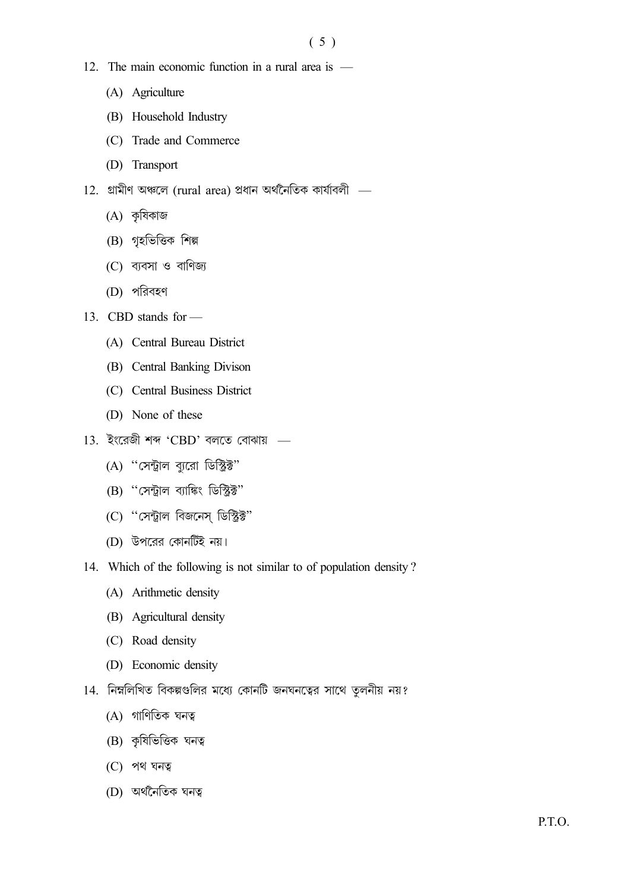12. The main economic function in a rural area is —

   (A) Agriculture

   (B) Household Industry

   (C) Trade and Commerce

   (D) Transport

12. গ্রামীণ অঞ্চলে (rural area) প্রধান অর্থনৈতিক কার্যাবলী —

   (A) কৃষিকাজ

   (B) গৃহভিত্তিক শিল্প

   (C) ব্যবসা ও বাণিজ্য

   (D) পরিবহণ

13. CBD stands for —

   (A) Central Bureau District

   (B) Central Banking Divison

   (C) Central Business District

   (D) None of these

13. ইংরেজী শব্দ 'CBD' বলতে বোঝায় —

   (A) "সেন্ট্রাল ব্যুরো ডিস্ট্রিক্ট"

   (B) "সেন্ট্রাল ব্যাঙ্কিং ডিস্ট্রিক্ট"

   (C) "সেন্ট্রাল বিজনেস্ ডিস্ট্রিক্ট"

   (D) উপরের কোনটিই নয়।

14. Which of the following is not similar to of population density ?

   (A) Arithmetic density

   (B) Agricultural density

   (C) Road density

   (D) Economic density

14. নিম্নলিখিত বিকল্পগুলির মধ্যে কোনটি জনঘনত্বের সাথে তুলনীয় নয়?

   (A) গাণিতিক ঘনত্ব

   (B) কৃষিভিত্তিক ঘনত্ব

   (C) পথ ঘনত্ব

   (D) অর্থনৈতিক ঘনত্ব

P.T.O.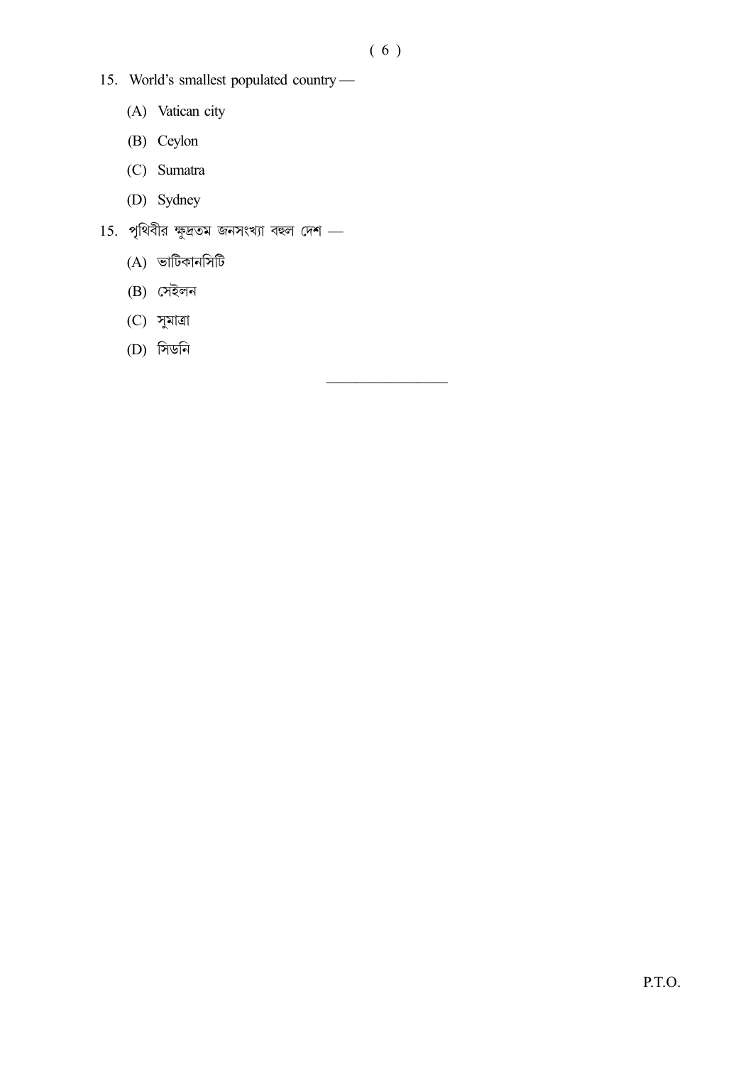15. World's smallest populated country —

    (A) Vatican city

    (B) Ceylon

    (C) Sumatra

    (D) Sydney

15. পৃথিবীর ক্ষুদ্রতম জনসংখ্যা বহুল দেশ —

    (A) ভাটিকানসিটি

    (B) সেইলন

    (C) সুমাত্রা

    (D) সিডনি

---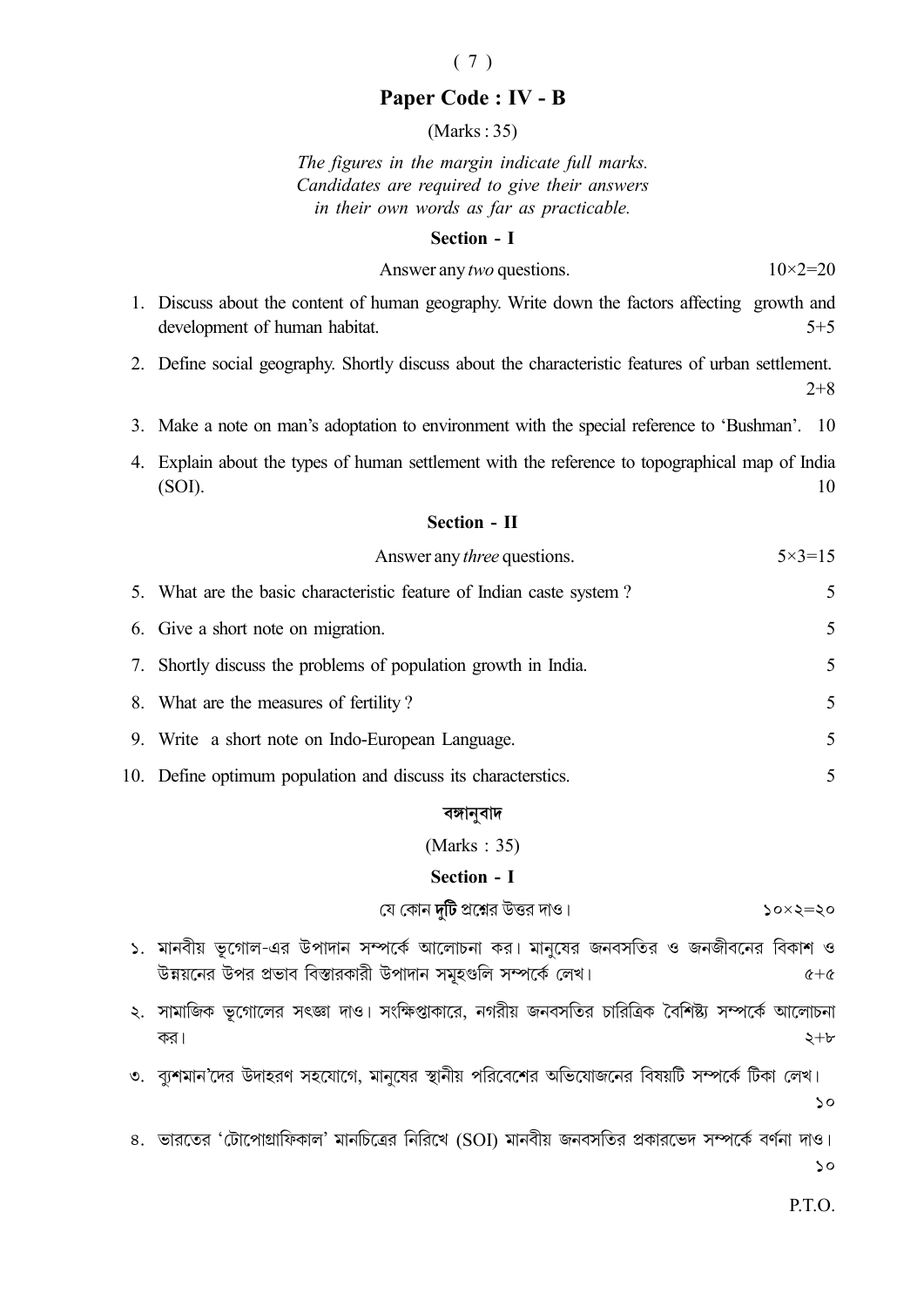## Paper Code : IV - B

(Marks : 35)

*The figures in the margin indicate full marks.*
*Candidates are required to give their answers*
*in their own words as far as practicable.*

### Section - I

Answer any *two* questions. 10×2=20

1. Discuss about the content of human geography. Write down the factors affecting growth and development of human habitat. 5+5

2. Define social geography. Shortly discuss about the characteristic features of urban settlement. 2+8

3. Make a note on man's adoptation to environment with the special reference to 'Bushman'. 10

4. Explain about the types of human settlement with the reference to topographical map of India (SOI). 10

### Section - II

Answer any *three* questions. 5×3=15

5. What are the basic characteristic feature of Indian caste system ? 5

6. Give a short note on migration. 5

7. Shortly discuss the problems of population growth in India. 5

8. What are the measures of fertility ? 5

9. Write a short note on Indo-European Language. 5

10. Define optimum population and discuss its characterstics. 5

### বঙ্গানুবাদ

(Marks : 35)

### Section - I

যে কোন **দুটি** প্রশ্নের উত্তর দাও। ১০×২=২০

১. মানবীয় ভূগোল-এর উপাদান সম্পর্কে আলোচনা কর। মানুষের জনবসতির ও জনজীবনের বিকাশ ও উন্নয়নের উপর প্রভাব বিস্তারকারী উপাদান সমূহগুলি সম্পর্কে লেখ। ৫+৫

২. সামাজিক ভূগোলের সংজ্ঞা দাও। সংক্ষিপ্তাকারে, নগরীয় জনবসতির চারিত্রিক বৈশিষ্ট্য সম্পর্কে আলোচনা কর। ২+৮

৩. ব্যুশমান'দের উদাহরণ সহযোগে, মানুষের স্থানীয় পরিবেশের অভিযোজনের বিষয়টি সম্পর্কে টিকা লেখ। ১০

৪. ভারতের 'টোপোগ্রাফিকাল' মানচিত্রের নিরিখে (SOI) মানবীয় জনবসতির প্রকারভেদ সম্পর্কে বর্ণনা দাও। ১০

P.T.O.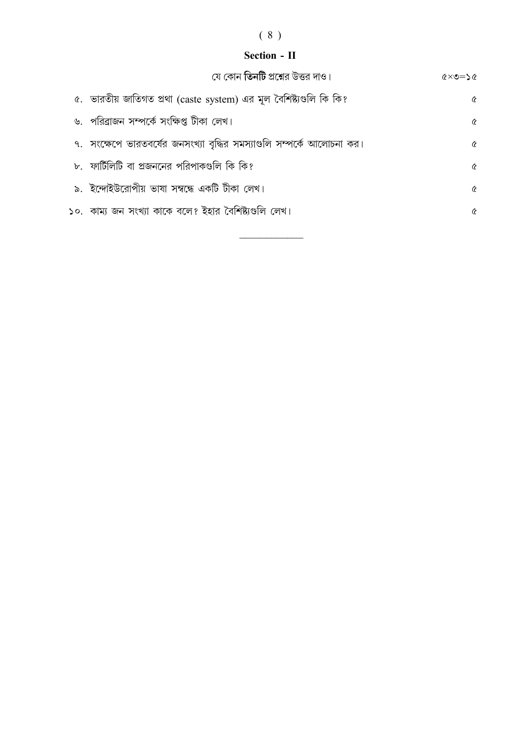## Section - II

যে কোন **তিনটি** প্রশ্নের উত্তর দাও। ৫×৩=১৫

৫. ভারতীয় জাতিগত প্রথা (caste system) এর মূল বৈশিষ্ট্যগুলি কি কি? ৫

৬. পরিব্রাজন সম্পর্কে সংক্ষিপ্ত টীকা লেখ। ৫

৭. সংক্ষেপে ভারতবর্ষের জনসংখ্যা বৃদ্ধির সমস্যাগুলি সম্পর্কে আলোচনা কর। ৫

৮. ফার্টিলিটি বা প্রজননের পরিপাকগুলি কি কি? ৫

৯. ইন্দোইউরোপীয় ভাষা সম্বন্ধে একটি টীকা লেখ। ৫

১০. কাম্য জন সংখ্যা কাকে বলে? ইহার বৈশিষ্ট্যগুলি লেখ। ৫